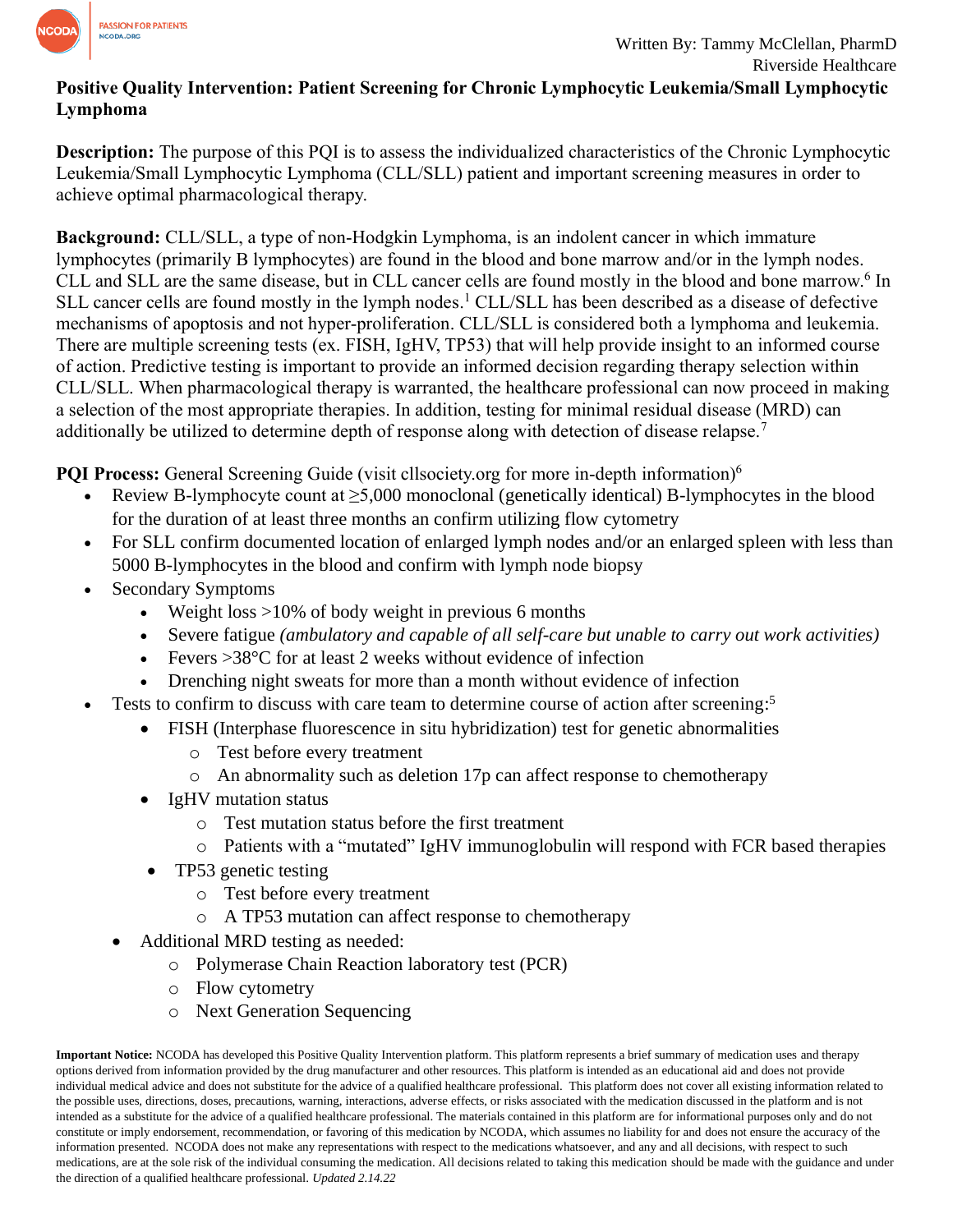Written By: Tammy McClellan, PharmD
Riverside Healthcare

**Positive Quality Intervention: Patient Screening for Chronic Lymphocytic Leukemia/Small Lymphocytic Lymphoma**

**Description:** The purpose of this PQI is to assess the individualized characteristics of the Chronic Lymphocytic Leukemia/Small Lymphocytic Lymphoma (CLL/SLL) patient and important screening measures in order to achieve optimal pharmacological therapy.

**Background:** CLL/SLL, a type of non-Hodgkin Lymphoma, is an indolent cancer in which immature lymphocytes (primarily B lymphocytes) are found in the blood and bone marrow and/or in the lymph nodes. CLL and SLL are the same disease, but in CLL cancer cells are found mostly in the blood and bone marrow.[6] In SLL cancer cells are found mostly in the lymph nodes.[1] CLL/SLL has been described as a disease of defective mechanisms of apoptosis and not hyper-proliferation. CLL/SLL is considered both a lymphoma and leukemia. There are multiple screening tests (ex. FISH, IgHV, TP53) that will help provide insight to an informed course of action. Predictive testing is important to provide an informed decision regarding therapy selection within CLL/SLL. When pharmacological therapy is warranted, the healthcare professional can now proceed in making a selection of the most appropriate therapies. In addition, testing for minimal residual disease (MRD) can additionally be utilized to determine depth of response along with detection of disease relapse.[7]

**PQI Process:** General Screening Guide (visit cllsociety.org for more in-depth information)[6]

- Review B-lymphocyte count at ≥5,000 monoclonal (genetically identical) B-lymphocytes in the blood for the duration of at least three months an confirm utilizing flow cytometry
- For SLL confirm documented location of enlarged lymph nodes and/or an enlarged spleen with less than 5000 B-lymphocytes in the blood and confirm with lymph node biopsy
- Secondary Symptoms
  - Weight loss >10% of body weight in previous 6 months
  - Severe fatigue *(ambulatory and capable of all self-care but unable to carry out work activities)*
  - Fevers >38°C for at least 2 weeks without evidence of infection
  - Drenching night sweats for more than a month without evidence of infection
- Tests to confirm to discuss with care team to determine course of action after screening:[5]
  - FISH (Interphase fluorescence in situ hybridization) test for genetic abnormalities
    - Test before every treatment
    - An abnormality such as deletion 17p can affect response to chemotherapy
  - IgHV mutation status
    - Test mutation status before the first treatment
    - Patients with a "mutated" IgHV immunoglobulin will respond with FCR based therapies
  - TP53 genetic testing
    - Test before every treatment
    - A TP53 mutation can affect response to chemotherapy
- Additional MRD testing as needed:
  - Polymerase Chain Reaction laboratory test (PCR)
  - Flow cytometry
  - Next Generation Sequencing

**Important Notice:** NCODA has developed this Positive Quality Intervention platform. This platform represents a brief summary of medication uses and therapy options derived from information provided by the drug manufacturer and other resources. This platform is intended as an educational aid and does not provide individual medical advice and does not substitute for the advice of a qualified healthcare professional. This platform does not cover all existing information related to the possible uses, directions, doses, precautions, warning, interactions, adverse effects, or risks associated with the medication discussed in the platform and is not intended as a substitute for the advice of a qualified healthcare professional. The materials contained in this platform are for informational purposes only and do not constitute or imply endorsement, recommendation, or favoring of this medication by NCODA, which assumes no liability for and does not ensure the accuracy of the information presented. NCODA does not make any representations with respect to the medications whatsoever, and any and all decisions, with respect to such medications, are at the sole risk of the individual consuming the medication. All decisions related to taking this medication should be made with the guidance and under the direction of a qualified healthcare professional. *Updated 2.14.22*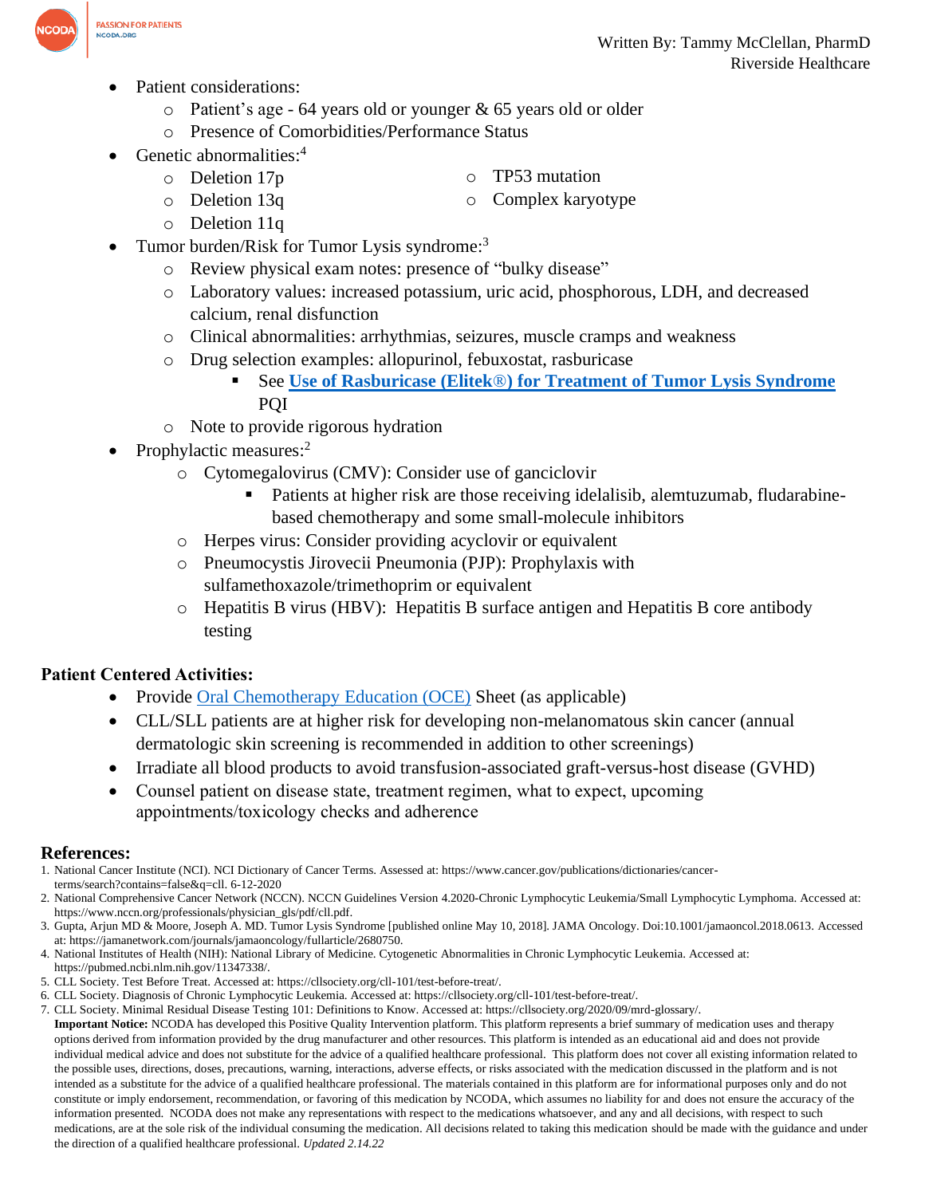- Patient considerations:
  - Patient's age - 64 years old or younger & 65 years old or older
  - Presence of Comorbidities/Performance Status
- Genetic abnormalities:[4]
  - Deletion 17p
  - Deletion 13q
  - Deletion 11q
  - TP53 mutation
  - Complex karyotype
- Tumor burden/Risk for Tumor Lysis syndrome:[3]
  - Review physical exam notes: presence of "bulky disease"
  - Laboratory values: increased potassium, uric acid, phosphorous, LDH, and decreased calcium, renal disfunction
  - Clinical abnormalities: arrhythmias, seizures, muscle cramps and weakness
  - Drug selection examples: allopurinol, febuxostat, rasburicase
    - See **Use of Rasburicase (Elitek®) for Treatment of Tumor Lysis Syndrome** PQI
  - Note to provide rigorous hydration
- Prophylactic measures:[2]
  - Cytomegalovirus (CMV): Consider use of ganciclovir
    - Patients at higher risk are those receiving idelalisib, alemtuzumab, fludarabine-based chemotherapy and some small-molecule inhibitors
  - Herpes virus: Consider providing acyclovir or equivalent
  - Pneumocystis Jirovecii Pneumonia (PJP): Prophylaxis with sulfamethoxazole/trimethoprim or equivalent
  - Hepatitis B virus (HBV): Hepatitis B surface antigen and Hepatitis B core antibody testing

## Patient Centered Activities:

- Provide Oral Chemotherapy Education (OCE) Sheet (as applicable)
- CLL/SLL patients are at higher risk for developing non-melanomatous skin cancer (annual dermatologic skin screening is recommended in addition to other screenings)
- Irradiate all blood products to avoid transfusion-associated graft-versus-host disease (GVHD)
- Counsel patient on disease state, treatment regimen, what to expect, upcoming appointments/toxicology checks and adherence

## References:

1. National Cancer Institute (NCI). NCI Dictionary of Cancer Terms. Assessed at: https://www.cancer.gov/publications/dictionaries/cancer-terms/search?contains=false&q=cll. 6-12-2020
2. National Comprehensive Cancer Network (NCCN). NCCN Guidelines Version 4.2020-Chronic Lymphocytic Leukemia/Small Lymphocytic Lymphoma. Accessed at: https://www.nccn.org/professionals/physician_gls/pdf/cll.pdf.
3. Gupta, Arjun MD & Moore, Joseph A. MD. Tumor Lysis Syndrome [published online May 10, 2018]. JAMA Oncology. Doi:10.1001/jamaoncol.2018.0613. Accessed at: https://jamanetwork.com/journals/jamaoncology/fullarticle/2680750.
4. National Institutes of Health (NIH): National Library of Medicine. Cytogenetic Abnormalities in Chronic Lymphocytic Leukemia. Accessed at: https://pubmed.ncbi.nlm.nih.gov/11347338/.
5. CLL Society. Test Before Treat. Accessed at: https://cllsociety.org/cll-101/test-before-treat/.
6. CLL Society. Diagnosis of Chronic Lymphocytic Leukemia. Accessed at: https://cllsociety.org/cll-101/test-before-treat/.
7. CLL Society. Minimal Residual Disease Testing 101: Definitions to Know. Accessed at: https://cllsociety.org/2020/09/mrd-glossary/.

**Important Notice:** NCODA has developed this Positive Quality Intervention platform. This platform represents a brief summary of medication uses and therapy options derived from information provided by the drug manufacturer and other resources. This platform is intended as an educational aid and does not provide individual medical advice and does not substitute for the advice of a qualified healthcare professional. This platform does not cover all existing information related to the possible uses, directions, doses, precautions, warning, interactions, adverse effects, or risks associated with the medication discussed in the platform and is not intended as a substitute for the advice of a qualified healthcare professional. The materials contained in this platform are for informational purposes only and do not constitute or imply endorsement, recommendation, or favoring of this medication by NCODA, which assumes no liability for and does not ensure the accuracy of the information presented. NCODA does not make any representations with respect to the medications whatsoever, and any and all decisions, with respect to such medications, are at the sole risk of the individual consuming the medication. All decisions related to taking this medication should be made with the guidance and under the direction of a qualified healthcare professional. *Updated 2.14.22*